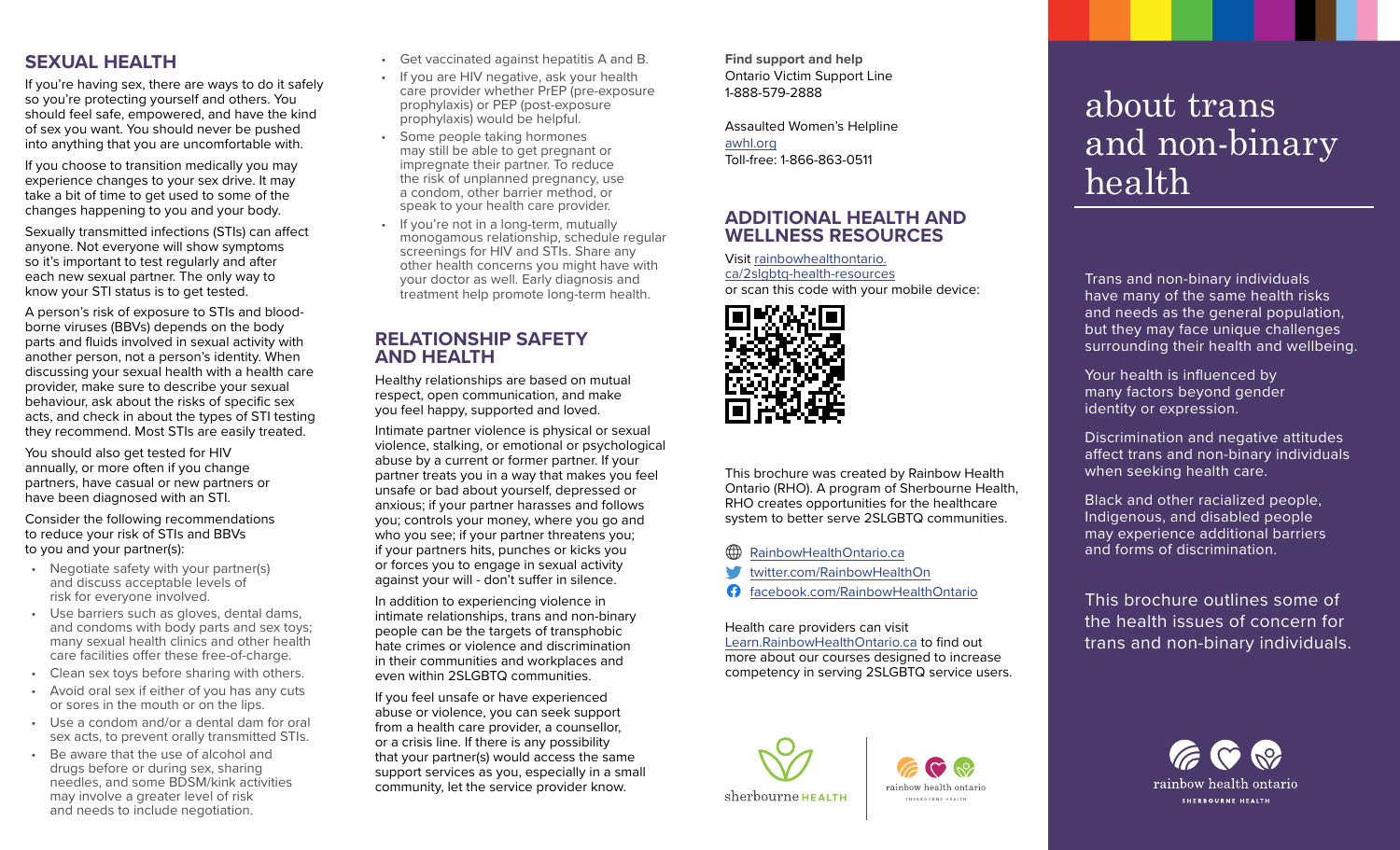# about trans and non-binary health

Trans and non-binary individuals have many of the same health risks and needs as the general population, but they may face unique challenges surrounding their health and wellbeing.

Your health is influenced by many factors beyond gender identity or expression.

Discrimination and negative attitudes affect trans and non-binary individuals when seeking health care.

Black and other racialized people, Indigenous, and disabled people may experience additional barriers and forms of discrimination.

This brochure outlines some of the health issues of concern for trans and non-binary individuals.

## SEXUAL HEALTH

If you're having sex, there are ways to do it safely so you're protecting yourself and others. You should feel safe, empowered, and have the kind of sex you want. You should never be pushed into anything that you are uncomfortable with.

If you choose to transition medically you may experience changes to your sex drive. It may take a bit of time to get used to some of the changes happening to you and your body.

Sexually transmitted infections (STIs) can affect anyone. Not everyone will show symptoms so it's important to test regularly and after each new sexual partner. The only way to know your STI status is to get tested.

A person's risk of exposure to STIs and blood-borne viruses (BBVs) depends on the body parts and fluids involved in sexual activity with another person, not a person's identity. When discussing your sexual health with a health care provider, make sure to describe your sexual behaviour, ask about the risks of specific sex acts, and check in about the types of STI testing they recommend. Most STIs are easily treated.

You should also get tested for HIV annually, or more often if you change partners, have casual or new partners or have been diagnosed with an STI.

Consider the following recommendations to reduce your risk of STIs and BBVs to you and your partner(s):

- Negotiate safety with your partner(s) and discuss acceptable levels of risk for everyone involved.
- Use barriers such as gloves, dental dams, and condoms with body parts and sex toys; many sexual health clinics and other health care facilities offer these free-of-charge.
- Clean sex toys before sharing with others.
- Avoid oral sex if either of you has any cuts or sores in the mouth or on the lips.
- Use a condom and/or a dental dam for oral sex acts, to prevent orally transmitted STIs.
- Be aware that the use of alcohol and drugs before or during sex, sharing needles, and some BDSM/kink activities may involve a greater level of risk and needs to include negotiation.
- Get vaccinated against hepatitis A and B.
- If you are HIV negative, ask your health care provider whether PrEP (pre-exposure prophylaxis) or PEP (post-exposure prophylaxis) would be helpful.
- Some people taking hormones may still be able to get pregnant or impregnate their partner. To reduce the risk of unplanned pregnancy, use a condom, other barrier method, or speak to your health care provider.
- If you're not in a long-term, mutually monogamous relationship, schedule regular screenings for HIV and STIs. Share any other health concerns you might have with your doctor as well. Early diagnosis and treatment help promote long-term health.

## RELATIONSHIP SAFETY AND HEALTH

Healthy relationships are based on mutual respect, open communication, and make you feel happy, supported and loved.

Intimate partner violence is physical or sexual violence, stalking, or emotional or psychological abuse by a current or former partner. If your partner treats you in a way that makes you feel unsafe or bad about yourself, depressed or anxious; if your partner harasses and follows you; controls your money, where you go and who you see; if your partner threatens you; if your partners hits, punches or kicks you or forces you to engage in sexual activity against your will - don't suffer in silence.

In addition to experiencing violence in intimate relationships, trans and non-binary people can be the targets of transphobic hate crimes or violence and discrimination in their communities and workplaces and even within 2SLGBTQ communities.

If you feel unsafe or have experienced abuse or violence, you can seek support from a health care provider, a counsellor, or a crisis line. If there is any possibility that your partner(s) would access the same support services as you, especially in a small community, let the service provider know.

**Find support and help**

Ontario Victim Support Line
1-888-579-2888

Assaulted Women's Helpline
awhl.org
Toll-free: 1-866-863-0511

## ADDITIONAL HEALTH AND WELLNESS RESOURCES

Visit rainbowhealthontario.ca/2slgbtq-health-resources or scan this code with your mobile device:

This brochure was created by Rainbow Health Ontario (RHO). A program of Sherbourne Health, RHO creates opportunities for the healthcare system to better serve 2SLGBTQ communities.

- RainbowHealthOntario.ca
- twitter.com/RainbowHealthOn
- facebook.com/RainbowHealthOntario

Health care providers can visit Learn.RainbowHealthOntario.ca to find out more about our courses designed to increase competency in serving 2SLGBTQ service users.

sherbourne HEALTH

rainbow health ontario
SHERBOURNE HEALTH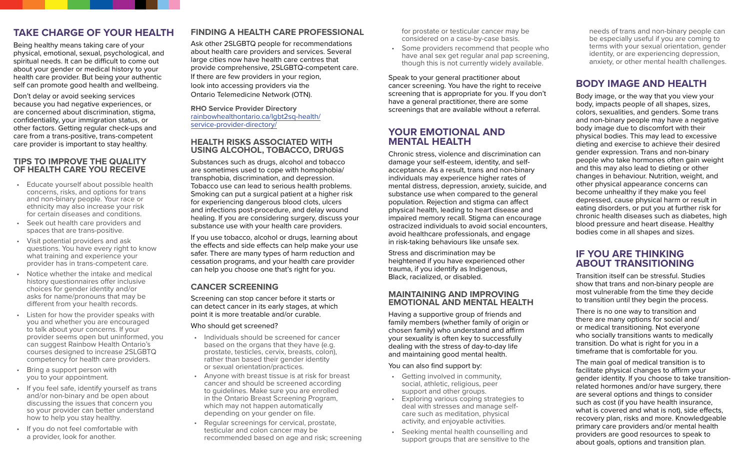## TAKE CHARGE OF YOUR HEALTH

Being healthy means taking care of your physical, emotional, sexual, psychological, and spiritual needs. It can be difficult to come out about your gender or medical history to your health care provider. But being your authentic self can promote good health and wellbeing.

Don't delay or avoid seeking services because you had negative experiences, or are concerned about discrimination, stigma, confidentiality, your immigration status, or other factors. Getting regular check-ups and care from a trans-positive, trans-competent care provider is important to stay healthy.

### TIPS TO IMPROVE THE QUALITY OF HEALTH CARE YOU RECEIVE

- Educate yourself about possible health concerns, risks, and options for trans and non-binary people. Your race or ethnicity may also increase your risk for certain diseases and conditions.
- Seek out health care providers and spaces that are trans-positive.
- Visit potential providers and ask questions. You have every right to know what training and experience your provider has in trans-competent care.
- Notice whether the intake and medical history questionnaires offer inclusive choices for gender identity and/or asks for name/pronouns that may be different from your health records.
- Listen for how the provider speaks with you and whether you are encouraged to talk about your concerns. If your provider seems open but uninformed, you can suggest Rainbow Health Ontario's courses designed to increase 2SLGBTQ competency for health care providers.
- Bring a support person with you to your appointment.
- If you feel safe, identify yourself as trans and/or non-binary and be open about discussing the issues that concern you so your provider can better understand how to help you stay healthy.
- If you do not feel comfortable with a provider, look for another.

### FINDING A HEALTH CARE PROFESSIONAL

Ask other 2SLGBTQ people for recommendations about health care providers and services. Several large cities now have health care centres that provide comprehensive, 2SLGBTQ-competent care. If there are few providers in your region, look into accessing providers via the Ontario Telemedicine Network (OTN).

**RHO Service Provider Directory**
rainbowhealthontario.ca/lgbt2sq-health/service-provider-directory/

### HEALTH RISKS ASSOCIATED WITH USING ALCOHOL, TOBACCO, DRUGS

Substances such as drugs, alcohol and tobacco are sometimes used to cope with homophobia/transphobia, discrimination, and depression. Tobacco use can lead to serious health problems. Smoking can put a surgical patient at a higher risk for experiencing dangerous blood clots, ulcers and infections post-procedure, and delay wound healing. If you are considering surgery, discuss your substance use with your health care providers.

If you use tobacco, alcohol or drugs, learning about the effects and side effects can help make your use safer. There are many types of harm reduction and cessation programs, and your health care provider can help you choose one that's right for you.

### CANCER SCREENING

Screening can stop cancer before it starts or can detect cancer in its early stages, at which point it is more treatable and/or curable.

Who should get screened?

- Individuals should be screened for cancer based on the organs that they have (e.g. prostate, testicles, cervix, breasts, colon), rather than based their gender identity or sexual orientation/practices.
- Anyone with breast tissue is at risk for breast cancer and should be screened according to guidelines. Make sure you are enrolled in the Ontario Breast Screening Program, which may not happen automatically depending on your gender on file.
- Regular screenings for cervical, prostate, testicular and colon cancer may be recommended based on age and risk; screening for prostate or testicular cancer may be considered on a case-by-case basis.
- Some providers recommend that people who have anal sex get regular anal pap screening, though this is not currently widely available.

Speak to your general practitioner about cancer screening. You have the right to receive screening that is appropriate for you. If you don't have a general practitioner, there are some screenings that are available without a referral.

## YOUR EMOTIONAL AND MENTAL HEALTH

Chronic stress, violence and discrimination can damage your self-esteem, identity, and self-acceptance. As a result, trans and non-binary individuals may experience higher rates of mental distress, depression, anxiety, suicide, and substance use when compared to the general population. Rejection and stigma can affect physical health, leading to heart disease and impaired memory recall. Stigma can encourage ostracized individuals to avoid social encounters, avoid healthcare professionals, and engage in risk-taking behaviours like unsafe sex.

Stress and discrimination may be heightened if you have experienced other trauma, if you identify as Indigenous, Black, racialized, or disabled.

### MAINTAINING AND IMPROVING EMOTIONAL AND MENTAL HEALTH

Having a supportive group of friends and family members (whether family of origin or chosen family) who understand and affirm your sexuality is often key to successfully dealing with the stress of day-to-day life and maintaining good mental health.

You can also find support by:

- Getting involved in community, social, athletic, religious, peer support and other groups.
- Exploring various coping strategies to deal with stresses and manage self-care such as meditation, physical activity, and enjoyable activities.
- Seeking mental health counselling and support groups that are sensitive to the needs of trans and non-binary people can be especially useful if you are coming to terms with your sexual orientation, gender identity, or are experiencing depression, anxiety, or other mental health challenges.

## BODY IMAGE AND HEALTH

Body image, or the way that you view your body, impacts people of all shapes, sizes, colors, sexualities, and genders. Some trans and non-binary people may have a negative body image due to discomfort with their physical bodies. This may lead to excessive dieting and exercise to achieve their desired gender expression. Trans and non-binary people who take hormones often gain weight and this may also lead to dieting or other changes in behaviour. Nutrition, weight, and other physical appearance concerns can become unhealthy if they make you feel depressed, cause physical harm or result in eating disorders, or put you at further risk for chronic health diseases such as diabetes, high blood pressure and heart disease. Healthy bodies come in all shapes and sizes.

## IF YOU ARE THINKING ABOUT TRANSITIONING

Transition itself can be stressful. Studies show that trans and non-binary people are most vulnerable from the time they decide to transition until they begin the process.

There is no one way to transition and there are many options for social and/or medical transitioning. Not everyone who socially transitions wants to medically transition. Do what is right for you in a timeframe that is comfortable for you.

The main goal of medical transition is to facilitate physical changes to affirm your gender identity. If you choose to take transition-related hormones and/or have surgery, there are several options and things to consider such as cost (if you have health insurance, what is covered and what is not), side effects, recovery plan, risks and more. Knowledgeable primary care providers and/or mental health providers are good resources to speak to about goals, options and transition plan.